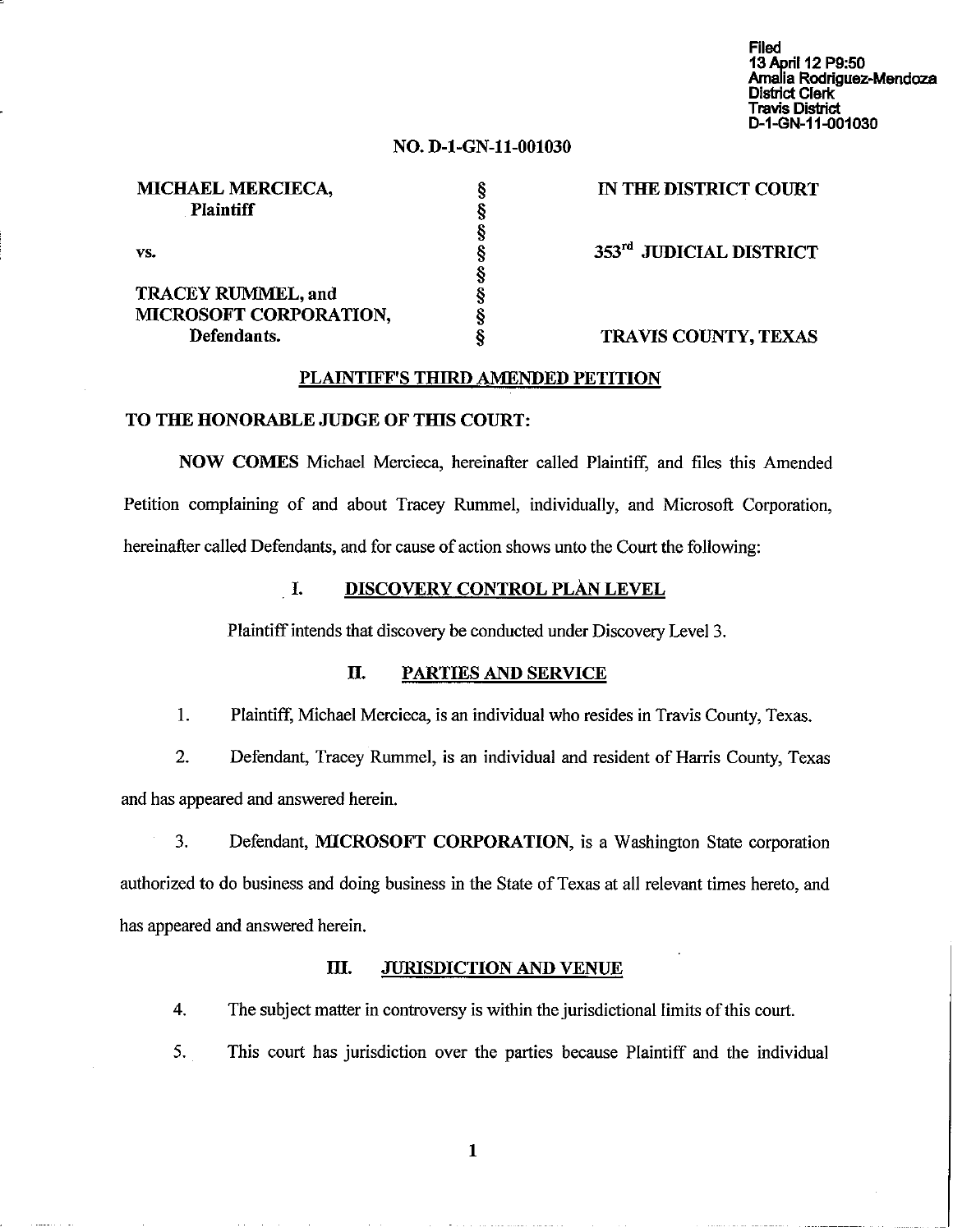Filed
13 April 12 P9:50
Amalia Rodriguez-Mendoza
District Clerk
Travis District
D-1-GN-11-001030

**NO. D-1-GN-11-001030**

| | | |
|---|---|---|
| **MICHAEL MERCIECA,** | § | **IN THE DISTRICT COURT** |
| **Plaintiff** | § | |
| | § | |
| **vs.** | § | **353rd JUDICIAL DISTRICT** |
| | § | |
| **TRACEY RUMMEL, and** | § | |
| **MICROSOFT CORPORATION,** | § | |
| **Defendants.** | § | **TRAVIS COUNTY, TEXAS** |

# PLAINTIFF'S THIRD AMENDED PETITION

**TO THE HONORABLE JUDGE OF THIS COURT:**

**NOW COMES** Michael Mercieca, hereinafter called Plaintiff, and files this Amended Petition complaining of and about Tracey Rummel, individually, and Microsoft Corporation, hereinafter called Defendants, and for cause of action shows unto the Court the following:

## I. DISCOVERY CONTROL PLAN LEVEL

Plaintiff intends that discovery be conducted under Discovery Level 3.

## II. PARTIES AND SERVICE

1. Plaintiff, Michael Mercieca, is an individual who resides in Travis County, Texas.

2. Defendant, Tracey Rummel, is an individual and resident of Harris County, Texas and has appeared and answered herein.

3. Defendant, **MICROSOFT CORPORATION**, is a Washington State corporation authorized to do business and doing business in the State of Texas at all relevant times hereto, and has appeared and answered herein.

## III. JURISDICTION AND VENUE

4. The subject matter in controversy is within the jurisdictional limits of this court.

5. This court has jurisdiction over the parties because Plaintiff and the individual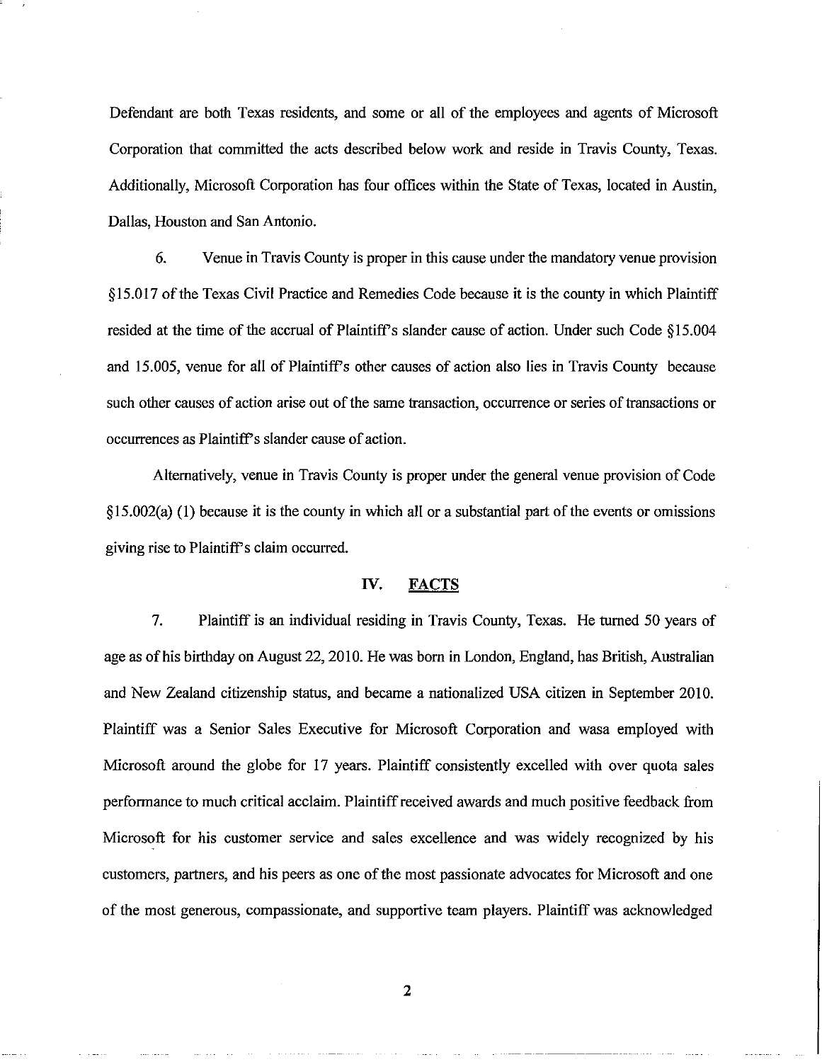Defendant are both Texas residents, and some or all of the employees and agents of Microsoft Corporation that committed the acts described below work and reside in Travis County, Texas. Additionally, Microsoft Corporation has four offices within the State of Texas, located in Austin, Dallas, Houston and San Antonio.

6. Venue in Travis County is proper in this cause under the mandatory venue provision §15.017 of the Texas Civil Practice and Remedies Code because it is the county in which Plaintiff resided at the time of the accrual of Plaintiff's slander cause of action. Under such Code §15.004 and 15.005, venue for all of Plaintiff's other causes of action also lies in Travis County because such other causes of action arise out of the same transaction, occurrence or series of transactions or occurrences as Plaintiff's slander cause of action.

Alternatively, venue in Travis County is proper under the general venue provision of Code §15.002(a) (1) because it is the county in which all or a substantial part of the events or omissions giving rise to Plaintiff's claim occurred.

## IV. FACTS

7. Plaintiff is an individual residing in Travis County, Texas. He turned 50 years of age as of his birthday on August 22, 2010. He was born in London, England, has British, Australian and New Zealand citizenship status, and became a nationalized USA citizen in September 2010. Plaintiff was a Senior Sales Executive for Microsoft Corporation and wasa employed with Microsoft around the globe for 17 years. Plaintiff consistently excelled with over quota sales performance to much critical acclaim. Plaintiff received awards and much positive feedback from Microsoft for his customer service and sales excellence and was widely recognized by his customers, partners, and his peers as one of the most passionate advocates for Microsoft and one of the most generous, compassionate, and supportive team players. Plaintiff was acknowledged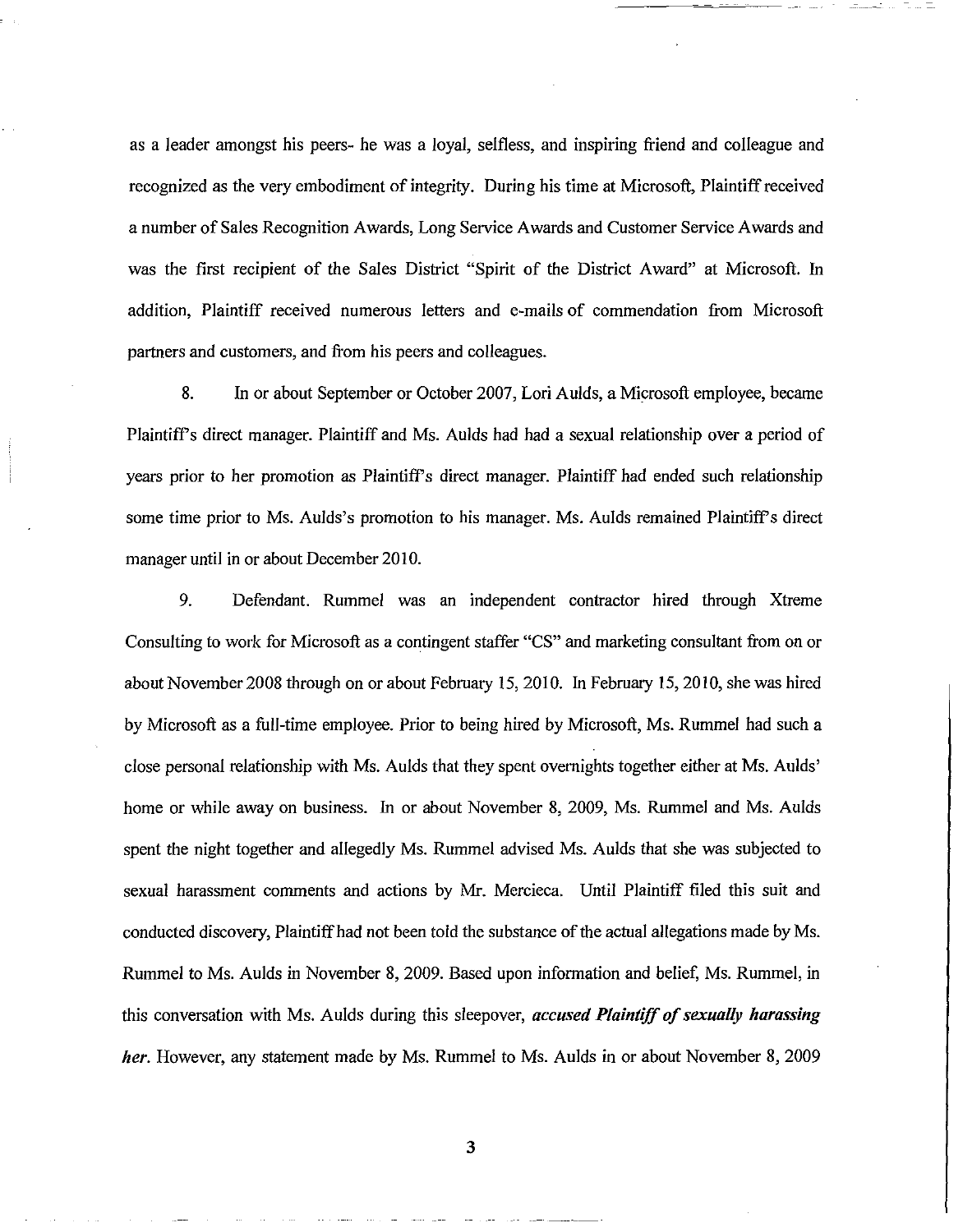as a leader amongst his peers- he was a loyal, selfless, and inspiring friend and colleague and recognized as the very embodiment of integrity. During his time at Microsoft, Plaintiff received a number of Sales Recognition Awards, Long Service Awards and Customer Service Awards and was the first recipient of the Sales District "Spirit of the District Award" at Microsoft. In addition, Plaintiff received numerous letters and e-mails of commendation from Microsoft partners and customers, and from his peers and colleagues.

8. In or about September or October 2007, Lori Aulds, a Microsoft employee, became Plaintiff's direct manager. Plaintiff and Ms. Aulds had had a sexual relationship over a period of years prior to her promotion as Plaintiff's direct manager. Plaintiff had ended such relationship some time prior to Ms. Aulds's promotion to his manager. Ms. Aulds remained Plaintiff's direct manager until in or about December 2010.

9. Defendant. Rummel was an independent contractor hired through Xtreme Consulting to work for Microsoft as a contingent staffer "CS" and marketing consultant from on or about November 2008 through on or about February 15, 2010. In February 15, 2010, she was hired by Microsoft as a full-time employee. Prior to being hired by Microsoft, Ms. Rummel had such a close personal relationship with Ms. Aulds that they spent overnights together either at Ms. Aulds' home or while away on business. In or about November 8, 2009, Ms. Rummel and Ms. Aulds spent the night together and allegedly Ms. Rummel advised Ms. Aulds that she was subjected to sexual harassment comments and actions by Mr. Mercieca. Until Plaintiff filed this suit and conducted discovery, Plaintiff had not been told the substance of the actual allegations made by Ms. Rummel to Ms. Aulds in November 8, 2009. Based upon information and belief, Ms. Rummel, in this conversation with Ms. Aulds during this sleepover, ***accused Plaintiff of sexually harassing her***. However, any statement made by Ms. Rummel to Ms. Aulds in or about November 8, 2009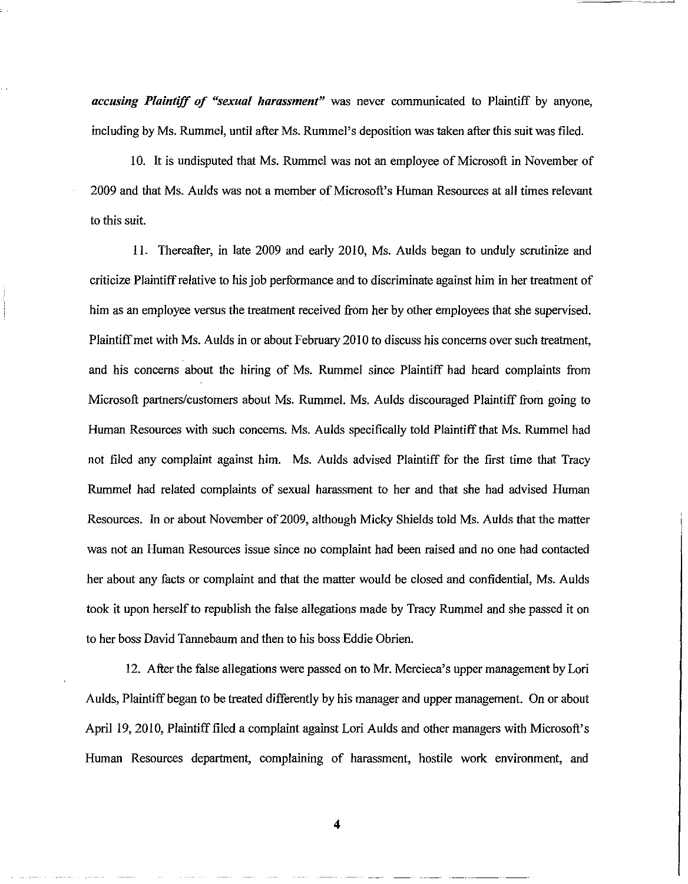***accusing Plaintiff of "sexual harassment"*** was never communicated to Plaintiff by anyone, including by Ms. Rummel, until after Ms. Rummel's deposition was taken after this suit was filed.

10. It is undisputed that Ms. Rummel was not an employee of Microsoft in November of 2009 and that Ms. Aulds was not a member of Microsoft's Human Resources at all times relevant to this suit.

11. Thereafter, in late 2009 and early 2010, Ms. Aulds began to unduly scrutinize and criticize Plaintiff relative to his job performance and to discriminate against him in her treatment of him as an employee versus the treatment received from her by other employees that she supervised. Plaintiff met with Ms. Aulds in or about February 2010 to discuss his concerns over such treatment, and his concerns about the hiring of Ms. Rummel since Plaintiff had heard complaints from Microsoft partners/customers about Ms. Rummel. Ms. Aulds discouraged Plaintiff from going to Human Resources with such concerns. Ms. Aulds specifically told Plaintiff that Ms. Rummel had not filed any complaint against him. Ms. Aulds advised Plaintiff for the first time that Tracy Rummel had related complaints of sexual harassment to her and that she had advised Human Resources. In or about November of 2009, although Micky Shields told Ms. Aulds that the matter was not an Human Resources issue since no complaint had been raised and no one had contacted her about any facts or complaint and that the matter would be closed and confidential, Ms. Aulds took it upon herself to republish the false allegations made by Tracy Rummel and she passed it on to her boss David Tannebaum and then to his boss Eddie Obrien.

12. After the false allegations were passed on to Mr. Mercieca's upper management by Lori Aulds, Plaintiff began to be treated differently by his manager and upper management. On or about April 19, 2010, Plaintiff filed a complaint against Lori Aulds and other managers with Microsoft's Human Resources department, complaining of harassment, hostile work environment, and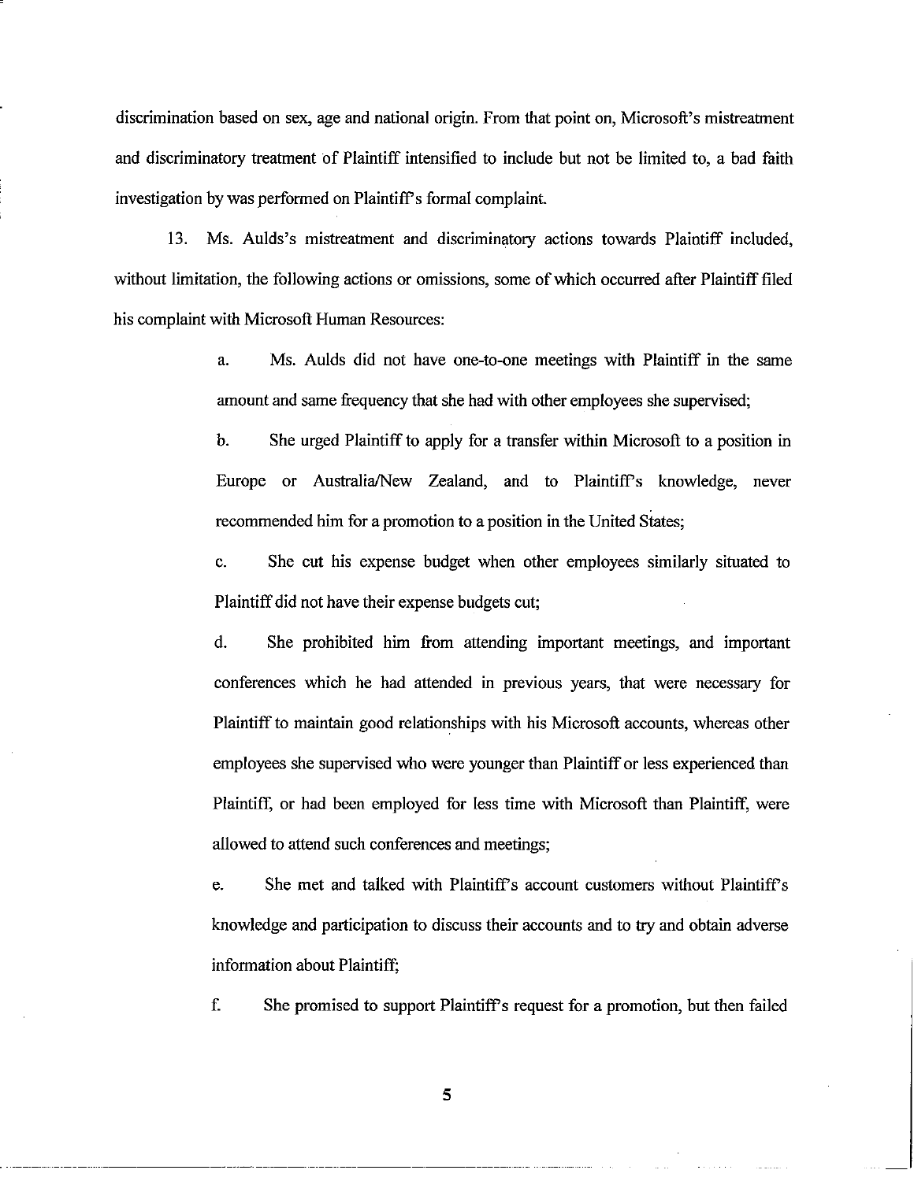discrimination based on sex, age and national origin. From that point on, Microsoft's mistreatment and discriminatory treatment of Plaintiff intensified to include but not be limited to, a bad faith investigation by was performed on Plaintiff's formal complaint.

13. Ms. Aulds's mistreatment and discriminatory actions towards Plaintiff included, without limitation, the following actions or omissions, some of which occurred after Plaintiff filed his complaint with Microsoft Human Resources:

a. Ms. Aulds did not have one-to-one meetings with Plaintiff in the same amount and same frequency that she had with other employees she supervised;

b. She urged Plaintiff to apply for a transfer within Microsoft to a position in Europe or Australia/New Zealand, and to Plaintiff's knowledge, never recommended him for a promotion to a position in the United States;

c. She cut his expense budget when other employees similarly situated to Plaintiff did not have their expense budgets cut;

d. She prohibited him from attending important meetings, and important conferences which he had attended in previous years, that were necessary for Plaintiff to maintain good relationships with his Microsoft accounts, whereas other employees she supervised who were younger than Plaintiff or less experienced than Plaintiff, or had been employed for less time with Microsoft than Plaintiff, were allowed to attend such conferences and meetings;

e. She met and talked with Plaintiff's account customers without Plaintiff's knowledge and participation to discuss their accounts and to try and obtain adverse information about Plaintiff;

f. She promised to support Plaintiff's request for a promotion, but then failed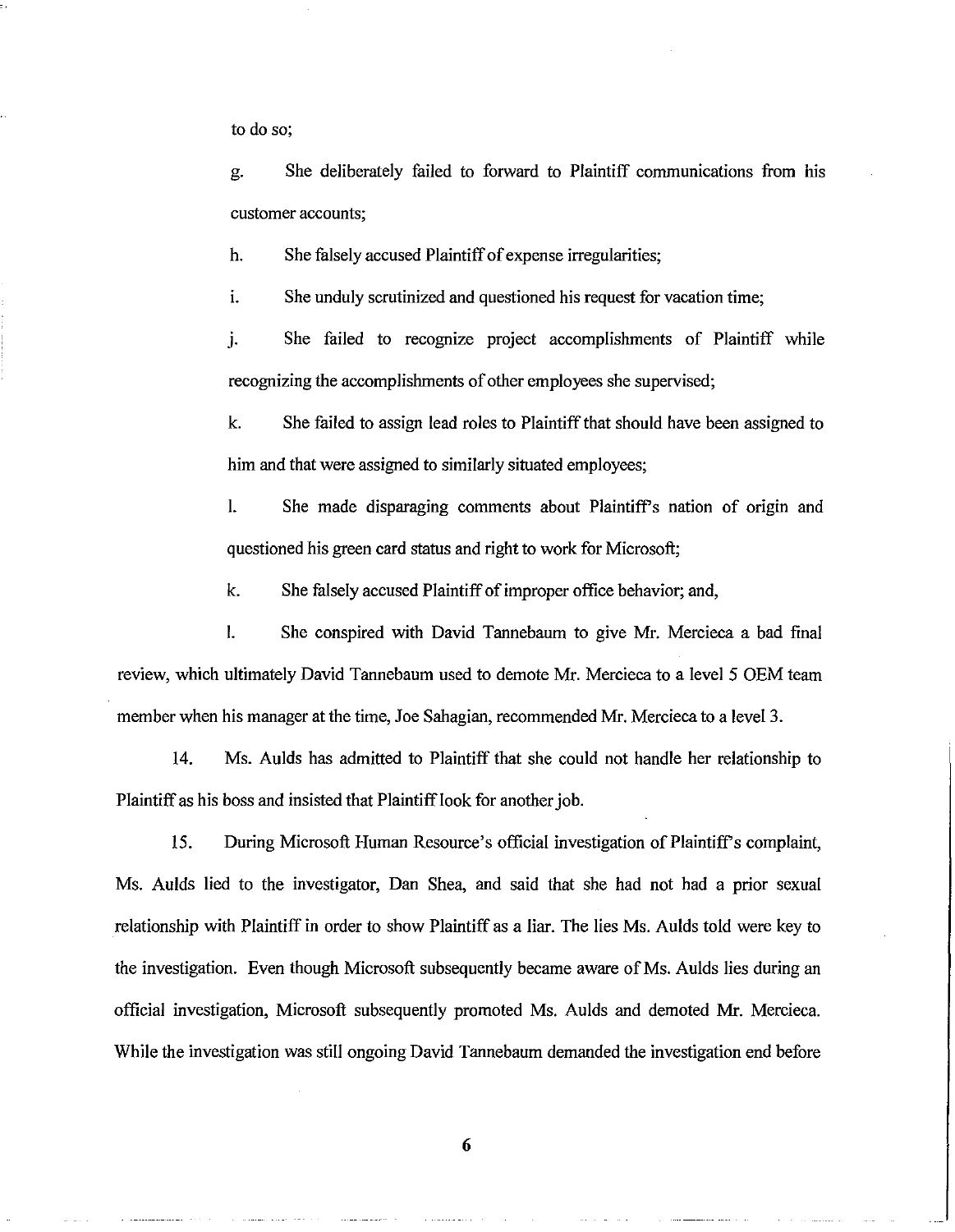to do so;

g. She deliberately failed to forward to Plaintiff communications from his customer accounts;

h. She falsely accused Plaintiff of expense irregularities;

i. She unduly scrutinized and questioned his request for vacation time;

j. She failed to recognize project accomplishments of Plaintiff while recognizing the accomplishments of other employees she supervised;

k. She failed to assign lead roles to Plaintiff that should have been assigned to him and that were assigned to similarly situated employees;

l. She made disparaging comments about Plaintiff's nation of origin and questioned his green card status and right to work for Microsoft;

k. She falsely accused Plaintiff of improper office behavior; and,

l. She conspired with David Tannebaum to give Mr. Mercieca a bad final review, which ultimately David Tannebaum used to demote Mr. Mercieca to a level 5 OEM team member when his manager at the time, Joe Sahagian, recommended Mr. Mercieca to a level 3.

14. Ms. Aulds has admitted to Plaintiff that she could not handle her relationship to Plaintiff as his boss and insisted that Plaintiff look for another job.

15. During Microsoft Human Resource's official investigation of Plaintiff's complaint, Ms. Aulds lied to the investigator, Dan Shea, and said that she had not had a prior sexual relationship with Plaintiff in order to show Plaintiff as a liar. The lies Ms. Aulds told were key to the investigation. Even though Microsoft subsequently became aware of Ms. Aulds lies during an official investigation, Microsoft subsequently promoted Ms. Aulds and demoted Mr. Mercieca. While the investigation was still ongoing David Tannebaum demanded the investigation end before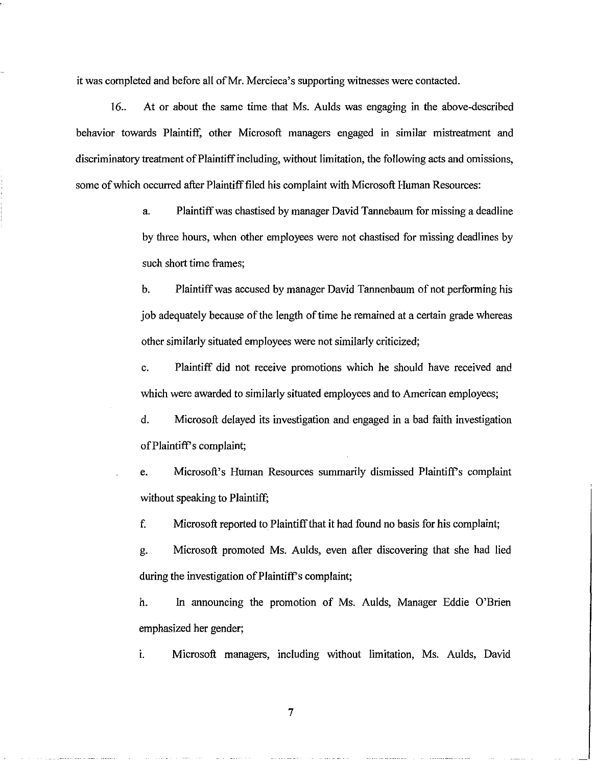it was completed and before all of Mr. Mercieca's supporting witnesses were contacted.

16.. At or about the same time that Ms. Aulds was engaging in the above-described behavior towards Plaintiff, other Microsoft managers engaged in similar mistreatment and discriminatory treatment of Plaintiff including, without limitation, the following acts and omissions, some of which occurred after Plaintiff filed his complaint with Microsoft Human Resources:

a. Plaintiff was chastised by manager David Tannebaum for missing a deadline by three hours, when other employees were not chastised for missing deadlines by such short time frames;

b. Plaintiff was accused by manager David Tannenbaum of not performing his job adequately because of the length of time he remained at a certain grade whereas other similarly situated employees were not similarly criticized;

c. Plaintiff did not receive promotions which he should have received and which were awarded to similarly situated employees and to American employees;

d. Microsoft delayed its investigation and engaged in a bad faith investigation of Plaintiff's complaint;

e. Microsoft's Human Resources summarily dismissed Plaintiff's complaint without speaking to Plaintiff;

f. Microsoft reported to Plaintiff that it had found no basis for his complaint;

g. Microsoft promoted Ms. Aulds, even after discovering that she had lied during the investigation of Plaintiff's complaint;

h. In announcing the promotion of Ms. Aulds, Manager Eddie O'Brien emphasized her gender;

i. Microsoft managers, including without limitation, Ms. Aulds, David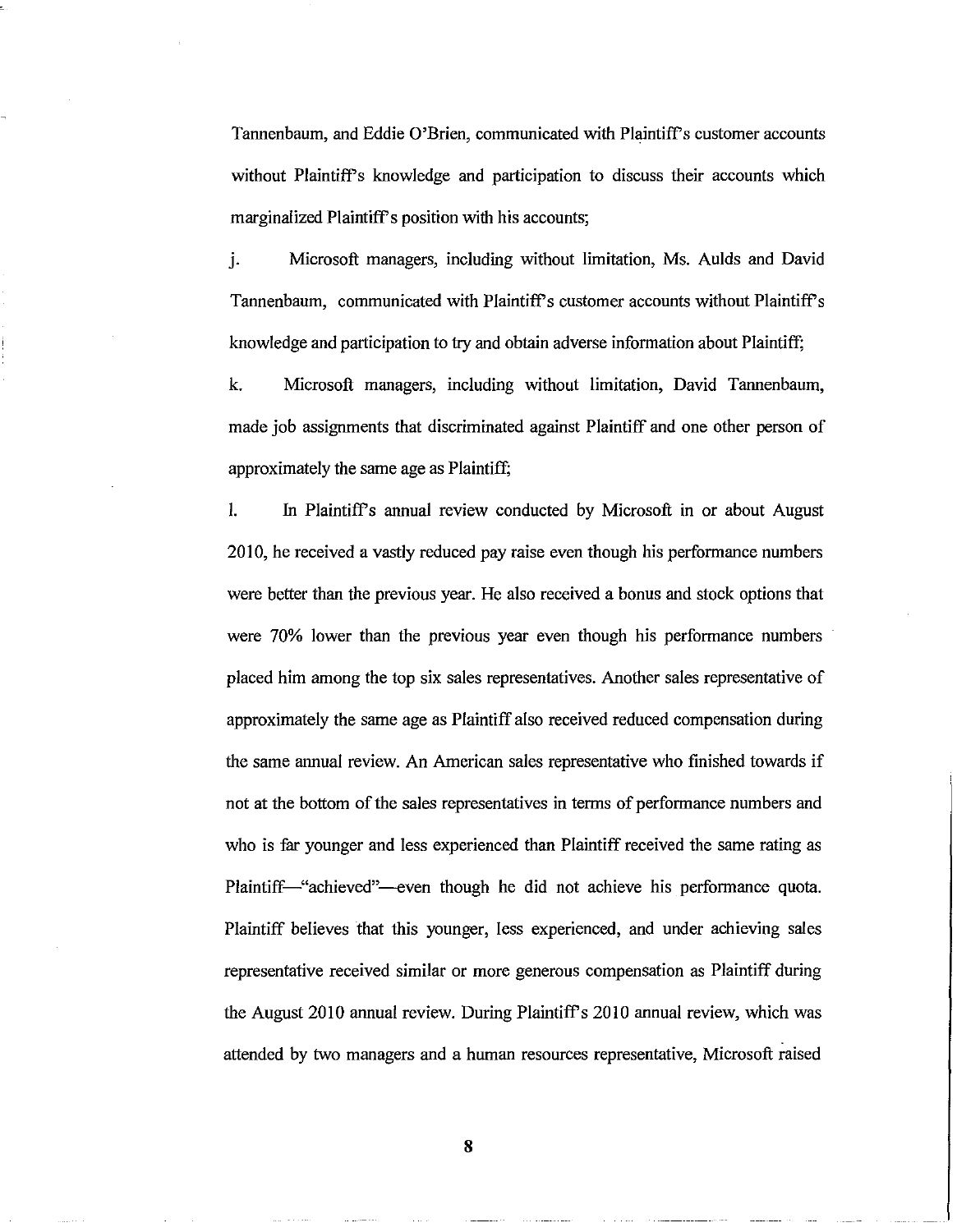Tannenbaum, and Eddie O'Brien, communicated with Plaintiff's customer accounts without Plaintiff's knowledge and participation to discuss their accounts which marginalized Plaintiff's position with his accounts;

j. Microsoft managers, including without limitation, Ms. Aulds and David Tannenbaum, communicated with Plaintiff's customer accounts without Plaintiff's knowledge and participation to try and obtain adverse information about Plaintiff;

k. Microsoft managers, including without limitation, David Tannenbaum, made job assignments that discriminated against Plaintiff and one other person of approximately the same age as Plaintiff;

l. In Plaintiff's annual review conducted by Microsoft in or about August 2010, he received a vastly reduced pay raise even though his performance numbers were better than the previous year. He also received a bonus and stock options that were 70% lower than the previous year even though his performance numbers placed him among the top six sales representatives. Another sales representative of approximately the same age as Plaintiff also received reduced compensation during the same annual review. An American sales representative who finished towards if not at the bottom of the sales representatives in terms of performance numbers and who is far younger and less experienced than Plaintiff received the same rating as Plaintiff—"achieved"—even though he did not achieve his performance quota. Plaintiff believes that this younger, less experienced, and under achieving sales representative received similar or more generous compensation as Plaintiff during the August 2010 annual review. During Plaintiff's 2010 annual review, which was attended by two managers and a human resources representative, Microsoft raised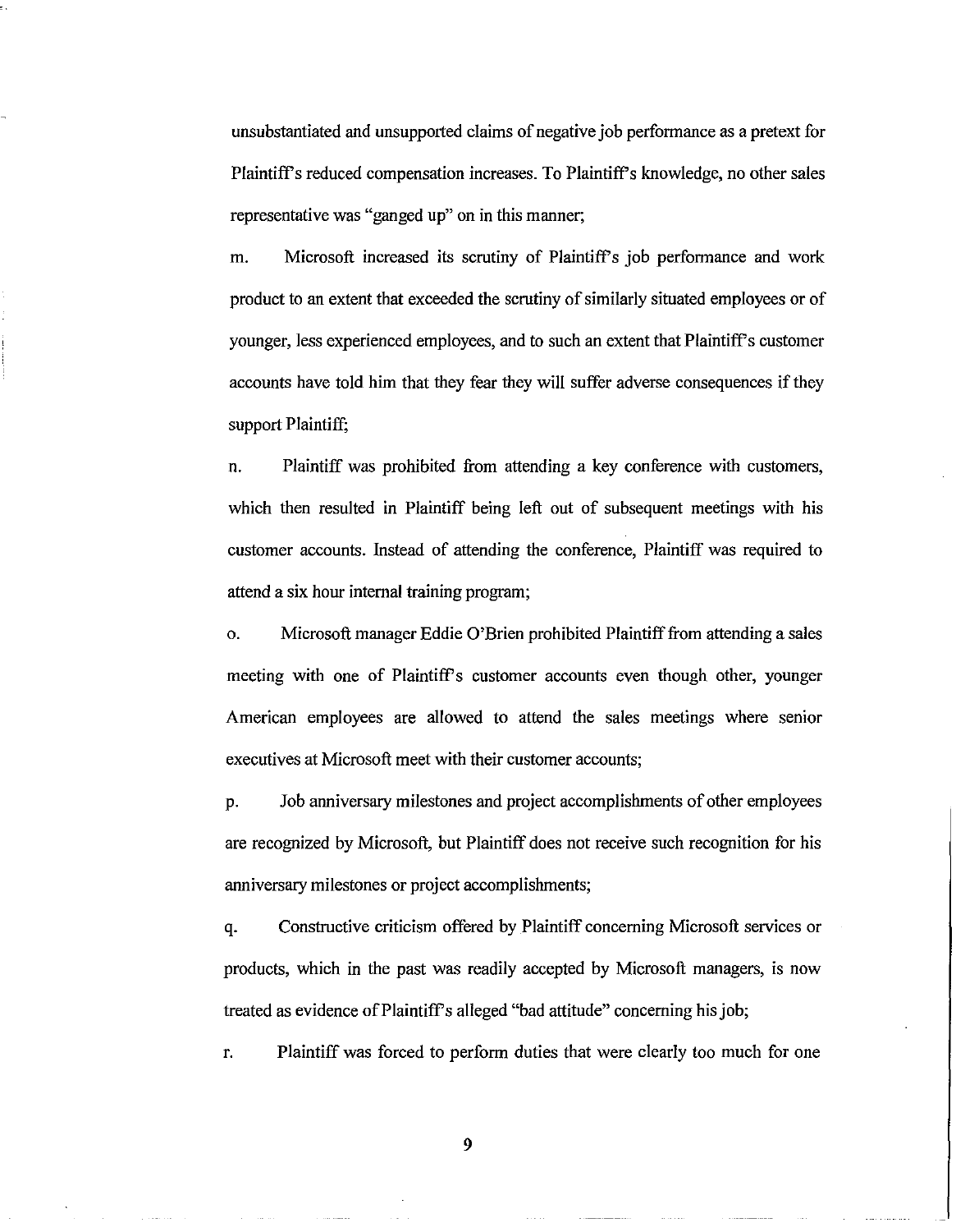unsubstantiated and unsupported claims of negative job performance as a pretext for Plaintiff's reduced compensation increases. To Plaintiff's knowledge, no other sales representative was "ganged up" on in this manner;

m. Microsoft increased its scrutiny of Plaintiff's job performance and work product to an extent that exceeded the scrutiny of similarly situated employees or of younger, less experienced employees, and to such an extent that Plaintiff's customer accounts have told him that they fear they will suffer adverse consequences if they support Plaintiff;

n. Plaintiff was prohibited from attending a key conference with customers, which then resulted in Plaintiff being left out of subsequent meetings with his customer accounts. Instead of attending the conference, Plaintiff was required to attend a six hour internal training program;

o. Microsoft manager Eddie O'Brien prohibited Plaintiff from attending a sales meeting with one of Plaintiff's customer accounts even though other, younger American employees are allowed to attend the sales meetings where senior executives at Microsoft meet with their customer accounts;

p. Job anniversary milestones and project accomplishments of other employees are recognized by Microsoft, but Plaintiff does not receive such recognition for his anniversary milestones or project accomplishments;

q. Constructive criticism offered by Plaintiff concerning Microsoft services or products, which in the past was readily accepted by Microsoft managers, is now treated as evidence of Plaintiff's alleged "bad attitude" concerning his job;

r. Plaintiff was forced to perform duties that were clearly too much for one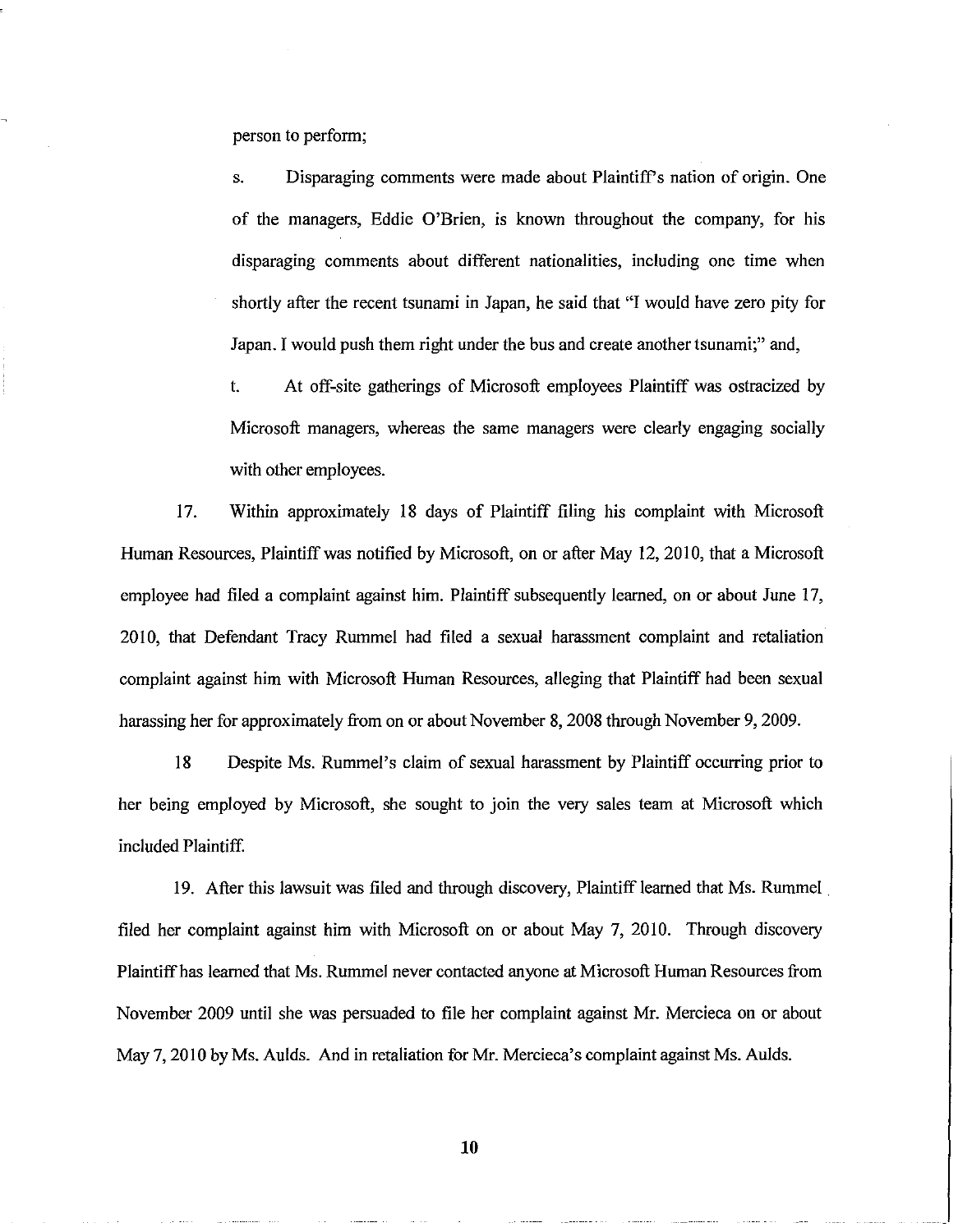person to perform;

s. Disparaging comments were made about Plaintiff's nation of origin. One of the managers, Eddie O'Brien, is known throughout the company, for his disparaging comments about different nationalities, including one time when shortly after the recent tsunami in Japan, he said that "I would have zero pity for Japan. I would push them right under the bus and create another tsunami;" and,

t. At off-site gatherings of Microsoft employees Plaintiff was ostracized by Microsoft managers, whereas the same managers were clearly engaging socially with other employees.

17. Within approximately 18 days of Plaintiff filing his complaint with Microsoft Human Resources, Plaintiff was notified by Microsoft, on or after May 12, 2010, that a Microsoft employee had filed a complaint against him. Plaintiff subsequently learned, on or about June 17, 2010, that Defendant Tracy Rummel had filed a sexual harassment complaint and retaliation complaint against him with Microsoft Human Resources, alleging that Plaintiff had been sexual harassing her for approximately from on or about November 8, 2008 through November 9, 2009.

18 Despite Ms. Rummel's claim of sexual harassment by Plaintiff occurring prior to her being employed by Microsoft, she sought to join the very sales team at Microsoft which included Plaintiff.

19. After this lawsuit was filed and through discovery, Plaintiff learned that Ms. Rummel filed her complaint against him with Microsoft on or about May 7, 2010. Through discovery Plaintiff has learned that Ms. Rummel never contacted anyone at Microsoft Human Resources from November 2009 until she was persuaded to file her complaint against Mr. Mercieca on or about May 7, 2010 by Ms. Aulds. And in retaliation for Mr. Mercieca's complaint against Ms. Aulds.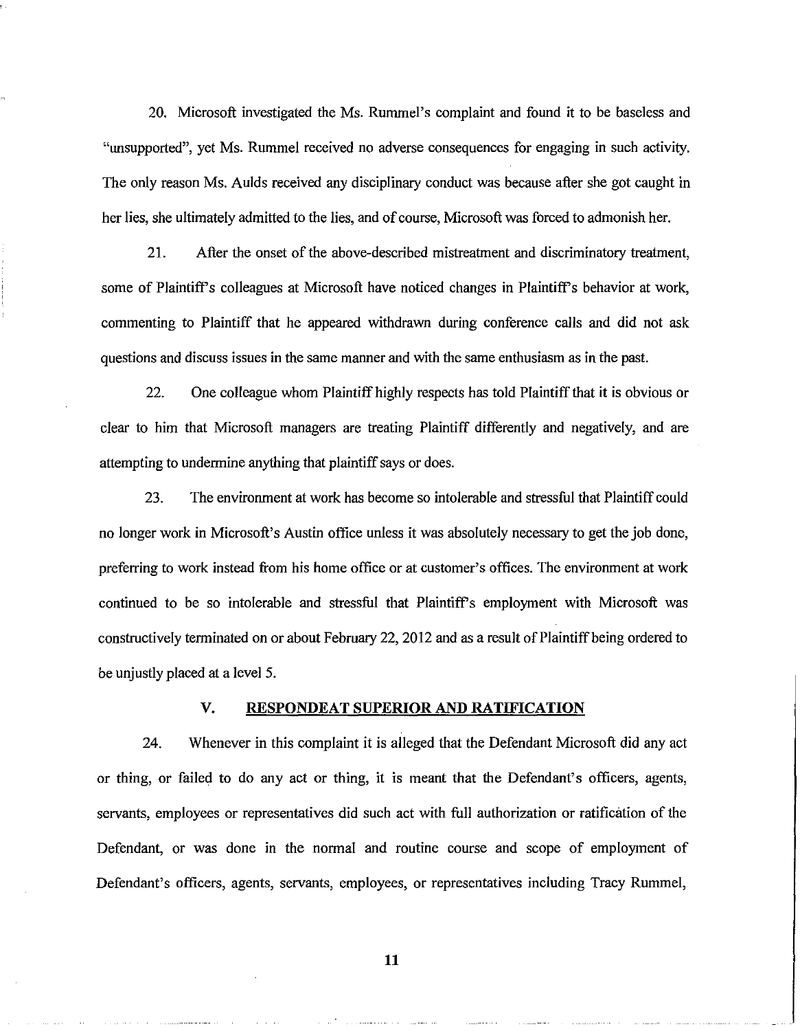20. Microsoft investigated the Ms. Rummel's complaint and found it to be baseless and "unsupported", yet Ms. Rummel received no adverse consequences for engaging in such activity. The only reason Ms. Aulds received any disciplinary conduct was because after she got caught in her lies, she ultimately admitted to the lies, and of course, Microsoft was forced to admonish her.

21. After the onset of the above-described mistreatment and discriminatory treatment, some of Plaintiff's colleagues at Microsoft have noticed changes in Plaintiff's behavior at work, commenting to Plaintiff that he appeared withdrawn during conference calls and did not ask questions and discuss issues in the same manner and with the same enthusiasm as in the past.

22. One colleague whom Plaintiff highly respects has told Plaintiff that it is obvious or clear to him that Microsoft managers are treating Plaintiff differently and negatively, and are attempting to undermine anything that plaintiff says or does.

23. The environment at work has become so intolerable and stressful that Plaintiff could no longer work in Microsoft's Austin office unless it was absolutely necessary to get the job done, preferring to work instead from his home office or at customer's offices. The environment at work continued to be so intolerable and stressful that Plaintiff's employment with Microsoft was constructively terminated on or about February 22, 2012 and as a result of Plaintiff being ordered to be unjustly placed at a level 5.

## V. RESPONDEAT SUPERIOR AND RATIFICATION

24. Whenever in this complaint it is alleged that the Defendant Microsoft did any act or thing, or failed to do any act or thing, it is meant that the Defendant's officers, agents, servants, employees or representatives did such act with full authorization or ratification of the Defendant, or was done in the normal and routine course and scope of employment of Defendant's officers, agents, servants, employees, or representatives including Tracy Rummel,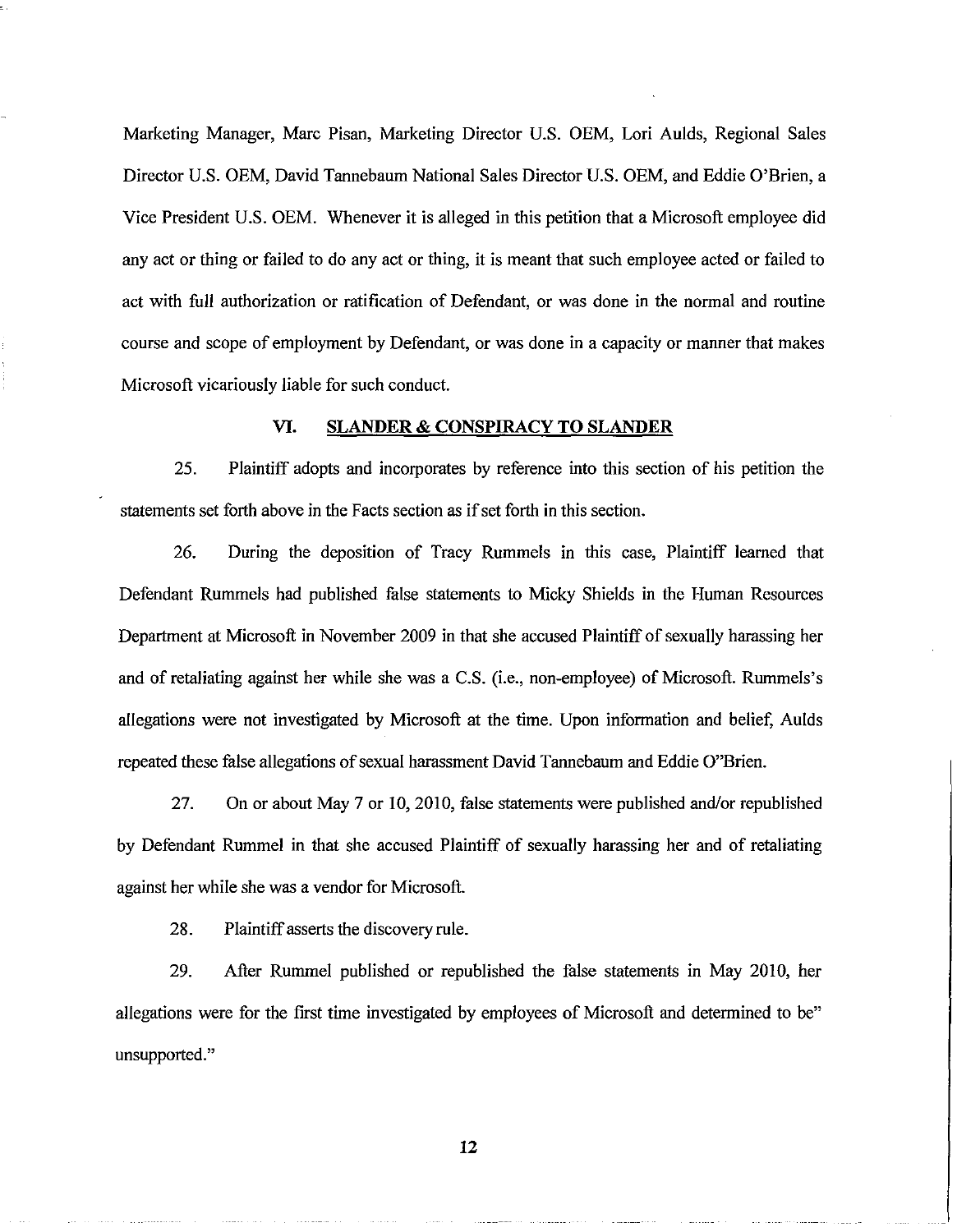Marketing Manager, Marc Pisan, Marketing Director U.S. OEM, Lori Aulds, Regional Sales Director U.S. OEM, David Tannebaum National Sales Director U.S. OEM, and Eddie O'Brien, a Vice President U.S. OEM. Whenever it is alleged in this petition that a Microsoft employee did any act or thing or failed to do any act or thing, it is meant that such employee acted or failed to act with full authorization or ratification of Defendant, or was done in the normal and routine course and scope of employment by Defendant, or was done in a capacity or manner that makes Microsoft vicariously liable for such conduct.

## VI. SLANDER & CONSPIRACY TO SLANDER

25. Plaintiff adopts and incorporates by reference into this section of his petition the statements set forth above in the Facts section as if set forth in this section.

26. During the deposition of Tracy Rummels in this case, Plaintiff learned that Defendant Rummels had published false statements to Micky Shields in the Human Resources Department at Microsoft in November 2009 in that she accused Plaintiff of sexually harassing her and of retaliating against her while she was a C.S. (i.e., non-employee) of Microsoft. Rummels's allegations were not investigated by Microsoft at the time. Upon information and belief, Aulds repeated these false allegations of sexual harassment David Tannebaum and Eddie O"Brien.

27. On or about May 7 or 10, 2010, false statements were published and/or republished by Defendant Rummel in that she accused Plaintiff of sexually harassing her and of retaliating against her while she was a vendor for Microsoft.

28. Plaintiff asserts the discovery rule.

29. After Rummel published or republished the false statements in May 2010, her allegations were for the first time investigated by employees of Microsoft and determined to be" unsupported."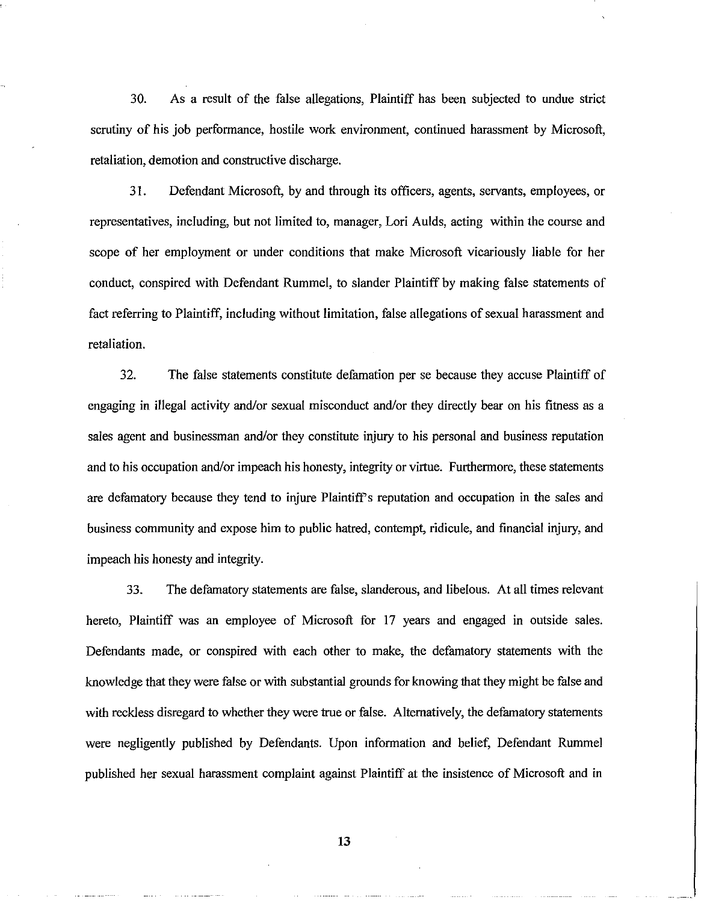30. As a result of the false allegations, Plaintiff has been subjected to undue strict scrutiny of his job performance, hostile work environment, continued harassment by Microsoft, retaliation, demotion and constructive discharge.

31. Defendant Microsoft, by and through its officers, agents, servants, employees, or representatives, including, but not limited to, manager, Lori Aulds, acting within the course and scope of her employment or under conditions that make Microsoft vicariously liable for her conduct, conspired with Defendant Rummel, to slander Plaintiff by making false statements of fact referring to Plaintiff, including without limitation, false allegations of sexual harassment and retaliation.

32. The false statements constitute defamation per se because they accuse Plaintiff of engaging in illegal activity and/or sexual misconduct and/or they directly bear on his fitness as a sales agent and businessman and/or they constitute injury to his personal and business reputation and to his occupation and/or impeach his honesty, integrity or virtue. Furthermore, these statements are defamatory because they tend to injure Plaintiff's reputation and occupation in the sales and business community and expose him to public hatred, contempt, ridicule, and financial injury, and impeach his honesty and integrity.

33. The defamatory statements are false, slanderous, and libelous. At all times relevant hereto, Plaintiff was an employee of Microsoft for 17 years and engaged in outside sales. Defendants made, or conspired with each other to make, the defamatory statements with the knowledge that they were false or with substantial grounds for knowing that they might be false and with reckless disregard to whether they were true or false. Alternatively, the defamatory statements were negligently published by Defendants. Upon information and belief, Defendant Rummel published her sexual harassment complaint against Plaintiff at the insistence of Microsoft and in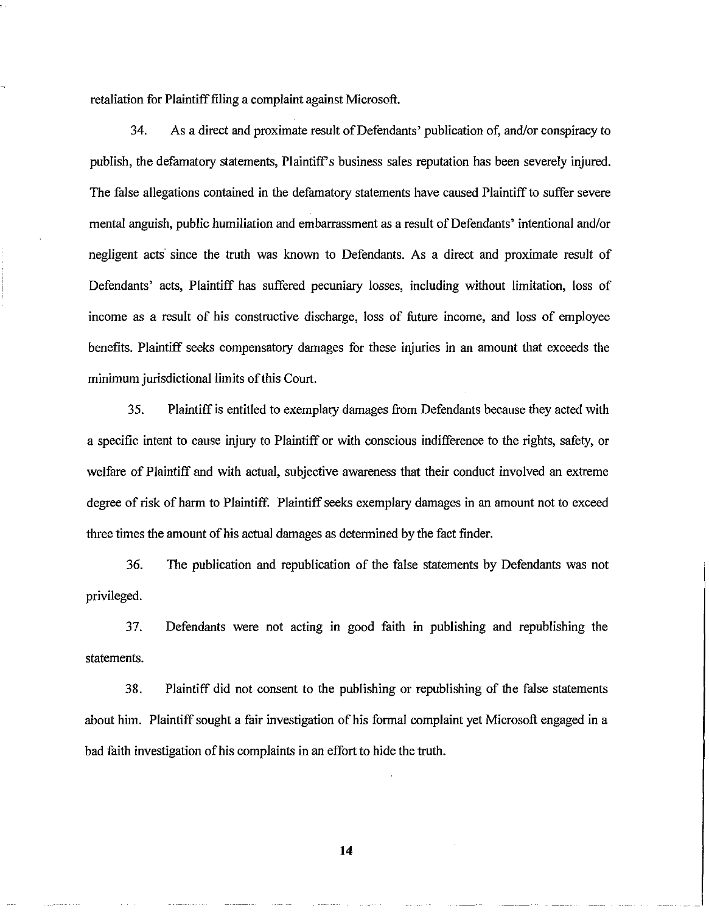retaliation for Plaintiff filing a complaint against Microsoft.

34. As a direct and proximate result of Defendants' publication of, and/or conspiracy to publish, the defamatory statements, Plaintiff's business sales reputation has been severely injured. The false allegations contained in the defamatory statements have caused Plaintiff to suffer severe mental anguish, public humiliation and embarrassment as a result of Defendants' intentional and/or negligent acts since the truth was known to Defendants. As a direct and proximate result of Defendants' acts, Plaintiff has suffered pecuniary losses, including without limitation, loss of income as a result of his constructive discharge, loss of future income, and loss of employee benefits. Plaintiff seeks compensatory damages for these injuries in an amount that exceeds the minimum jurisdictional limits of this Court.

35. Plaintiff is entitled to exemplary damages from Defendants because they acted with a specific intent to cause injury to Plaintiff or with conscious indifference to the rights, safety, or welfare of Plaintiff and with actual, subjective awareness that their conduct involved an extreme degree of risk of harm to Plaintiff. Plaintiff seeks exemplary damages in an amount not to exceed three times the amount of his actual damages as determined by the fact finder.

36. The publication and republication of the false statements by Defendants was not privileged.

37. Defendants were not acting in good faith in publishing and republishing the statements.

38. Plaintiff did not consent to the publishing or republishing of the false statements about him. Plaintiff sought a fair investigation of his formal complaint yet Microsoft engaged in a bad faith investigation of his complaints in an effort to hide the truth.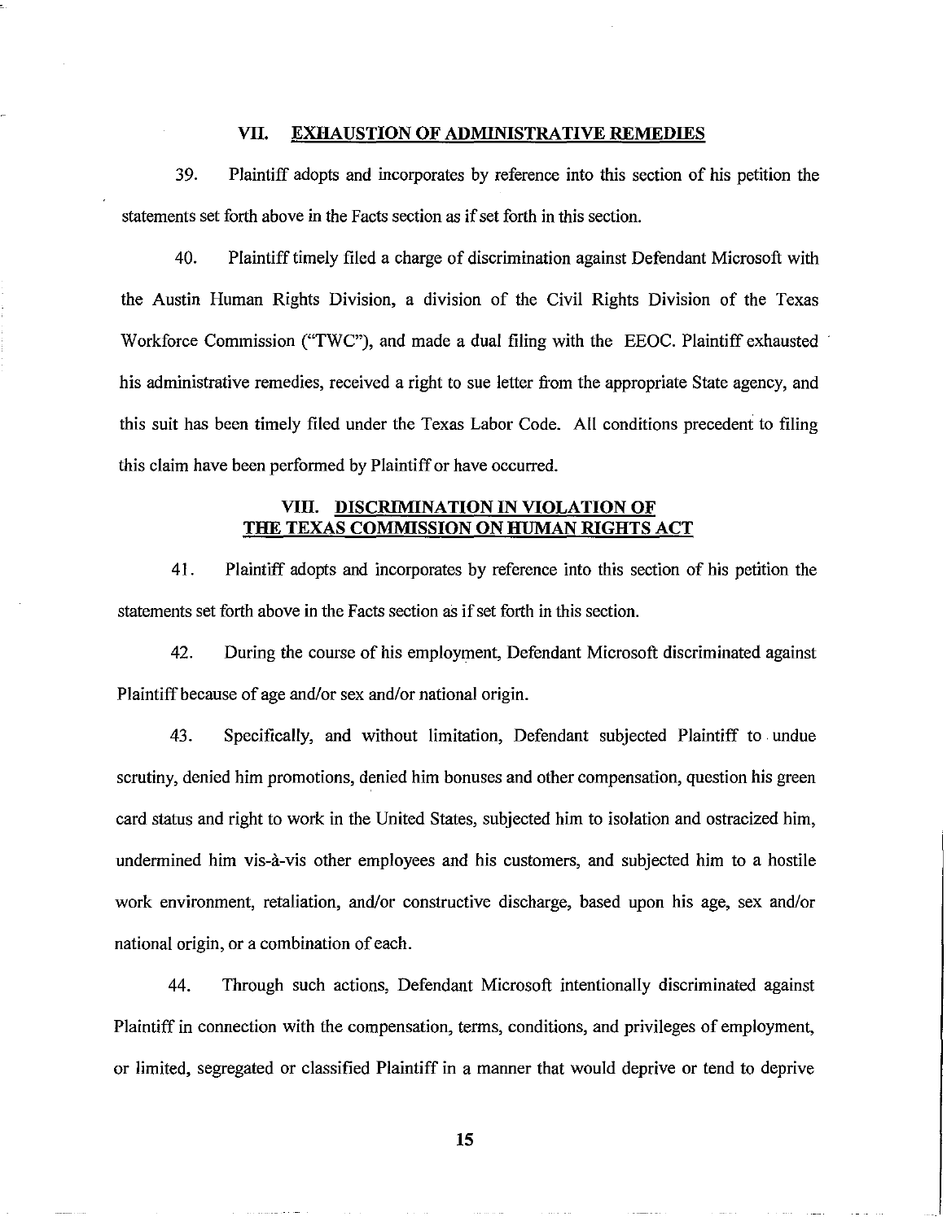## VII. EXHAUSTION OF ADMINISTRATIVE REMEDIES

39. Plaintiff adopts and incorporates by reference into this section of his petition the statements set forth above in the Facts section as if set forth in this section.

40. Plaintiff timely filed a charge of discrimination against Defendant Microsoft with the Austin Human Rights Division, a division of the Civil Rights Division of the Texas Workforce Commission ("TWC"), and made a dual filing with the EEOC. Plaintiff exhausted his administrative remedies, received a right to sue letter from the appropriate State agency, and this suit has been timely filed under the Texas Labor Code. All conditions precedent to filing this claim have been performed by Plaintiff or have occurred.

## VIII. DISCRIMINATION IN VIOLATION OF THE TEXAS COMMISSION ON HUMAN RIGHTS ACT

41. Plaintiff adopts and incorporates by reference into this section of his petition the statements set forth above in the Facts section as if set forth in this section.

42. During the course of his employment, Defendant Microsoft discriminated against Plaintiff because of age and/or sex and/or national origin.

43. Specifically, and without limitation, Defendant subjected Plaintiff to undue scrutiny, denied him promotions, denied him bonuses and other compensation, question his green card status and right to work in the United States, subjected him to isolation and ostracized him, undermined him vis-à-vis other employees and his customers, and subjected him to a hostile work environment, retaliation, and/or constructive discharge, based upon his age, sex and/or national origin, or a combination of each.

44. Through such actions, Defendant Microsoft intentionally discriminated against Plaintiff in connection with the compensation, terms, conditions, and privileges of employment, or limited, segregated or classified Plaintiff in a manner that would deprive or tend to deprive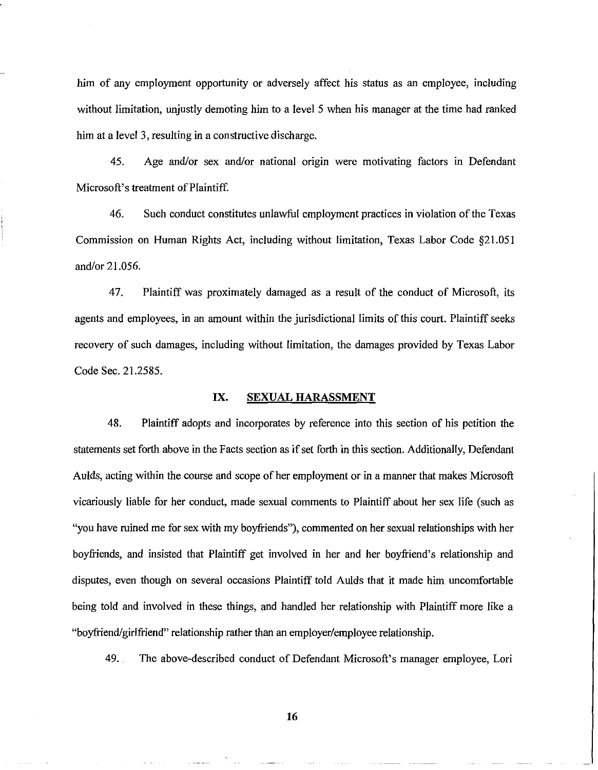him of any employment opportunity or adversely affect his status as an employee, including without limitation, unjustly demoting him to a level 5 when his manager at the time had ranked him at a level 3, resulting in a constructive discharge.

45. Age and/or sex and/or national origin were motivating factors in Defendant Microsoft's treatment of Plaintiff.

46. Such conduct constitutes unlawful employment practices in violation of the Texas Commission on Human Rights Act, including without limitation, Texas Labor Code §21.051 and/or 21.056.

47. Plaintiff was proximately damaged as a result of the conduct of Microsoft, its agents and employees, in an amount within the jurisdictional limits of this court. Plaintiff seeks recovery of such damages, including without limitation, the damages provided by Texas Labor Code Sec. 21.2585.

## IX. SEXUAL HARASSMENT

48. Plaintiff adopts and incorporates by reference into this section of his petition the statements set forth above in the Facts section as if set forth in this section. Additionally, Defendant Aulds, acting within the course and scope of her employment or in a manner that makes Microsoft vicariously liable for her conduct, made sexual comments to Plaintiff about her sex life (such as "you have ruined me for sex with my boyfriends"), commented on her sexual relationships with her boyfriends, and insisted that Plaintiff get involved in her and her boyfriend's relationship and disputes, even though on several occasions Plaintiff told Aulds that it made him uncomfortable being told and involved in these things, and handled her relationship with Plaintiff more like a "boyfriend/girlfriend" relationship rather than an employer/employee relationship.

49. The above-described conduct of Defendant Microsoft's manager employee, Lori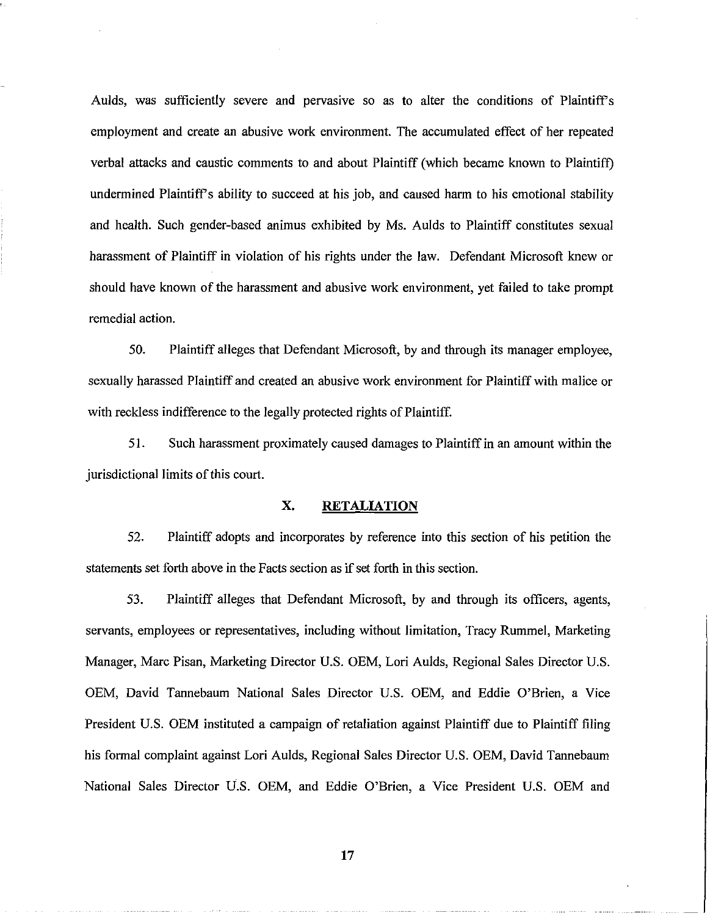Aulds, was sufficiently severe and pervasive so as to alter the conditions of Plaintiff's employment and create an abusive work environment. The accumulated effect of her repeated verbal attacks and caustic comments to and about Plaintiff (which became known to Plaintiff) undermined Plaintiff's ability to succeed at his job, and caused harm to his emotional stability and health. Such gender-based animus exhibited by Ms. Aulds to Plaintiff constitutes sexual harassment of Plaintiff in violation of his rights under the law. Defendant Microsoft knew or should have known of the harassment and abusive work environment, yet failed to take prompt remedial action.

50. Plaintiff alleges that Defendant Microsoft, by and through its manager employee, sexually harassed Plaintiff and created an abusive work environment for Plaintiff with malice or with reckless indifference to the legally protected rights of Plaintiff.

51. Such harassment proximately caused damages to Plaintiff in an amount within the jurisdictional limits of this court.

## X. <u>RETALIATION</u>

52. Plaintiff adopts and incorporates by reference into this section of his petition the statements set forth above in the Facts section as if set forth in this section.

53. Plaintiff alleges that Defendant Microsoft, by and through its officers, agents, servants, employees or representatives, including without limitation, Tracy Rummel, Marketing Manager, Marc Pisan, Marketing Director U.S. OEM, Lori Aulds, Regional Sales Director U.S. OEM, David Tannebaum National Sales Director U.S. OEM, and Eddie O'Brien, a Vice President U.S. OEM instituted a campaign of retaliation against Plaintiff due to Plaintiff filing his formal complaint against Lori Aulds, Regional Sales Director U.S. OEM, David Tannebaum National Sales Director U.S. OEM, and Eddie O'Brien, a Vice President U.S. OEM and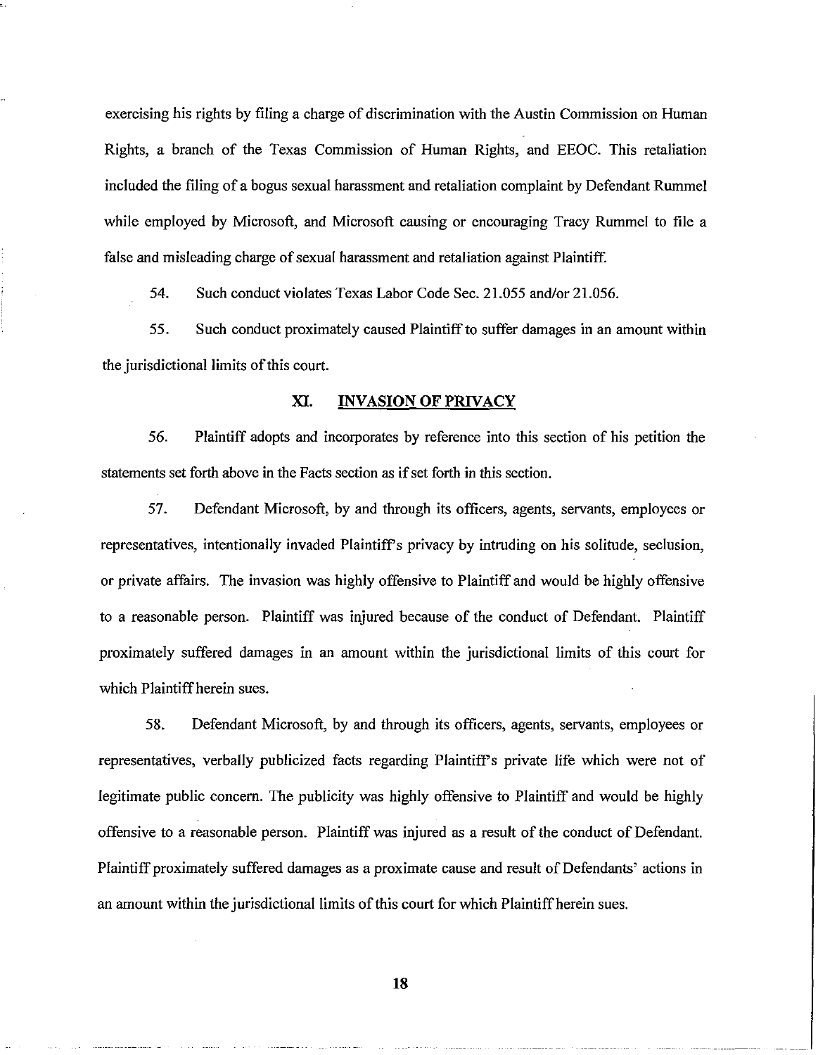exercising his rights by filing a charge of discrimination with the Austin Commission on Human Rights, a branch of the Texas Commission of Human Rights, and EEOC. This retaliation included the filing of a bogus sexual harassment and retaliation complaint by Defendant Rummel while employed by Microsoft, and Microsoft causing or encouraging Tracy Rummel to file a false and misleading charge of sexual harassment and retaliation against Plaintiff.

54. Such conduct violates Texas Labor Code Sec. 21.055 and/or 21.056.

55. Such conduct proximately caused Plaintiff to suffer damages in an amount within the jurisdictional limits of this court.

## XI. INVASION OF PRIVACY

56. Plaintiff adopts and incorporates by reference into this section of his petition the statements set forth above in the Facts section as if set forth in this section.

57. Defendant Microsoft, by and through its officers, agents, servants, employees or representatives, intentionally invaded Plaintiff's privacy by intruding on his solitude, seclusion, or private affairs. The invasion was highly offensive to Plaintiff and would be highly offensive to a reasonable person. Plaintiff was injured because of the conduct of Defendant. Plaintiff proximately suffered damages in an amount within the jurisdictional limits of this court for which Plaintiff herein sues.

58. Defendant Microsoft, by and through its officers, agents, servants, employees or representatives, verbally publicized facts regarding Plaintiff's private life which were not of legitimate public concern. The publicity was highly offensive to Plaintiff and would be highly offensive to a reasonable person. Plaintiff was injured as a result of the conduct of Defendant. Plaintiff proximately suffered damages as a proximate cause and result of Defendants' actions in an amount within the jurisdictional limits of this court for which Plaintiff herein sues.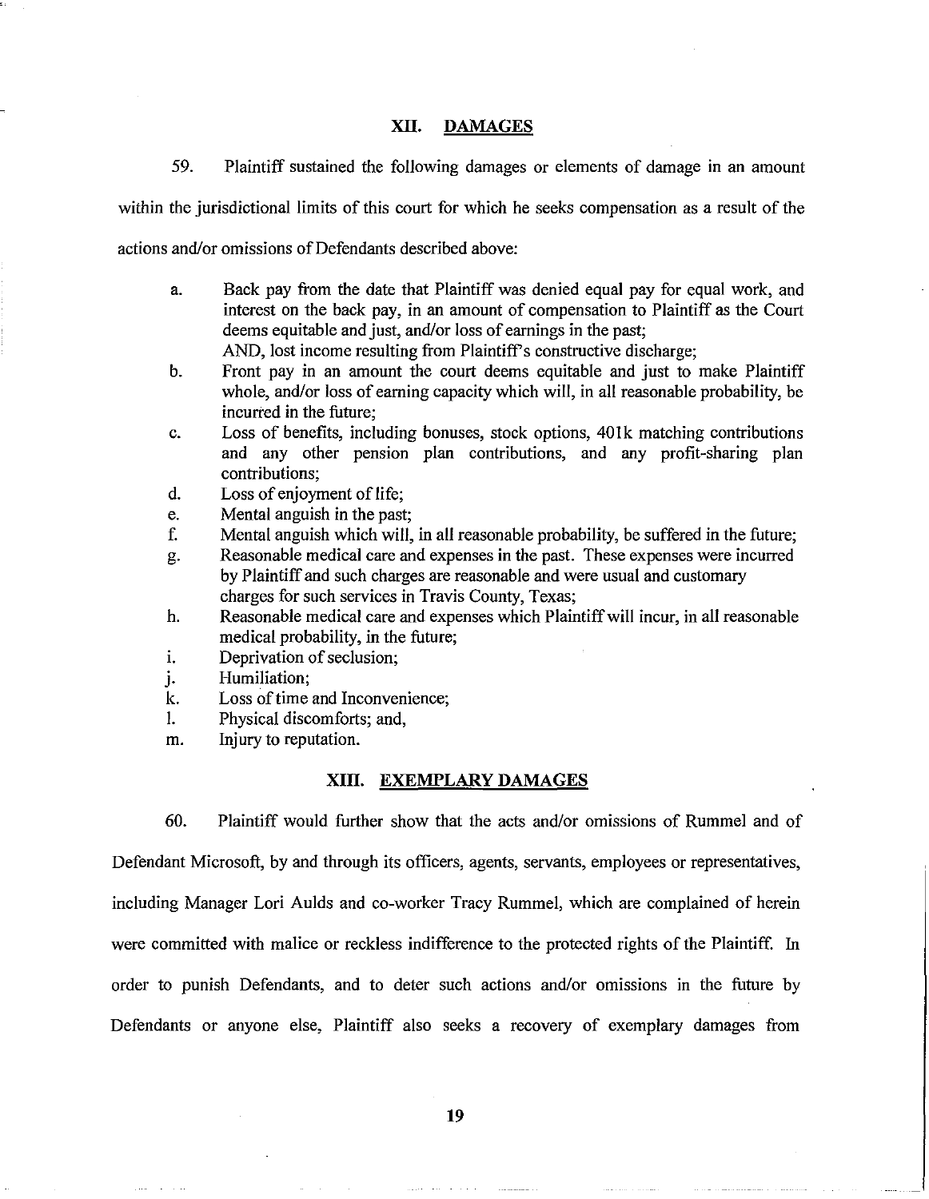## XII. DAMAGES

59. Plaintiff sustained the following damages or elements of damage in an amount within the jurisdictional limits of this court for which he seeks compensation as a result of the actions and/or omissions of Defendants described above:

a. Back pay from the date that Plaintiff was denied equal pay for equal work, and interest on the back pay, in an amount of compensation to Plaintiff as the Court deems equitable and just, and/or loss of earnings in the past;
AND, lost income resulting from Plaintiff's constructive discharge;

b. Front pay in an amount the court deems equitable and just to make Plaintiff whole, and/or loss of earning capacity which will, in all reasonable probability, be incurred in the future;

c. Loss of benefits, including bonuses, stock options, 401k matching contributions and any other pension plan contributions, and any profit-sharing plan contributions;

d. Loss of enjoyment of life;

e. Mental anguish in the past;

f. Mental anguish which will, in all reasonable probability, be suffered in the future;

g. Reasonable medical care and expenses in the past. These expenses were incurred by Plaintiff and such charges are reasonable and were usual and customary charges for such services in Travis County, Texas;

h. Reasonable medical care and expenses which Plaintiff will incur, in all reasonable medical probability, in the future;

i. Deprivation of seclusion;

j. Humiliation;

k. Loss of time and Inconvenience;

l. Physical discomforts; and,

m. Injury to reputation.

## XIII. EXEMPLARY DAMAGES

60. Plaintiff would further show that the acts and/or omissions of Rummel and of Defendant Microsoft, by and through its officers, agents, servants, employees or representatives, including Manager Lori Aulds and co-worker Tracy Rummel, which are complained of herein were committed with malice or reckless indifference to the protected rights of the Plaintiff. In order to punish Defendants, and to deter such actions and/or omissions in the future by Defendants or anyone else, Plaintiff also seeks a recovery of exemplary damages from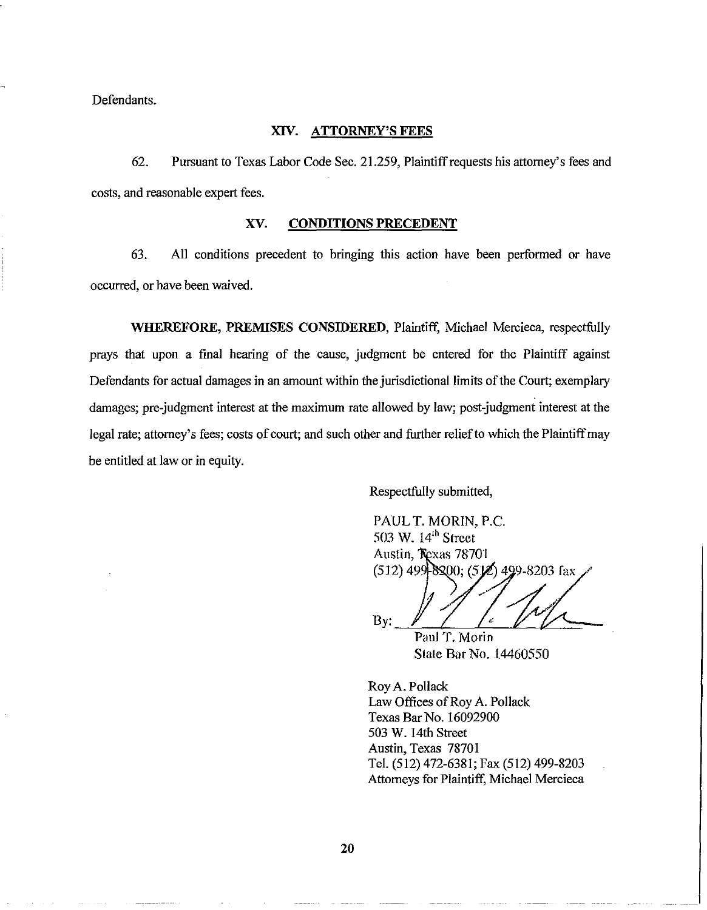Defendants.

## XIV. ATTORNEY'S FEES

62. Pursuant to Texas Labor Code Sec. 21.259, Plaintiff requests his attorney's fees and costs, and reasonable expert fees.

## XV. CONDITIONS PRECEDENT

63. All conditions precedent to bringing this action have been performed or have occurred, or have been waived.

**WHEREFORE, PREMISES CONSIDERED**, Plaintiff, Michael Mercieca, respectfully prays that upon a final hearing of the cause, judgment be entered for the Plaintiff against Defendants for actual damages in an amount within the jurisdictional limits of the Court; exemplary damages; pre-judgment interest at the maximum rate allowed by law; post-judgment interest at the legal rate; attorney's fees; costs of court; and such other and further relief to which the Plaintiff may be entitled at law or in equity.

Respectfully submitted,

PAUL T. MORIN, P.C.
503 W. 14th Street
Austin, Texas 78701
(512) 499-8200; (512) 499-8203 fax

By: ______________________
Paul T. Morin
State Bar No. 14460550

Roy A. Pollack
Law Offices of Roy A. Pollack
Texas Bar No. 16092900
503 W. 14th Street
Austin, Texas 78701
Tel. (512) 472-6381; Fax (512) 499-8203
Attorneys for Plaintiff, Michael Mercieca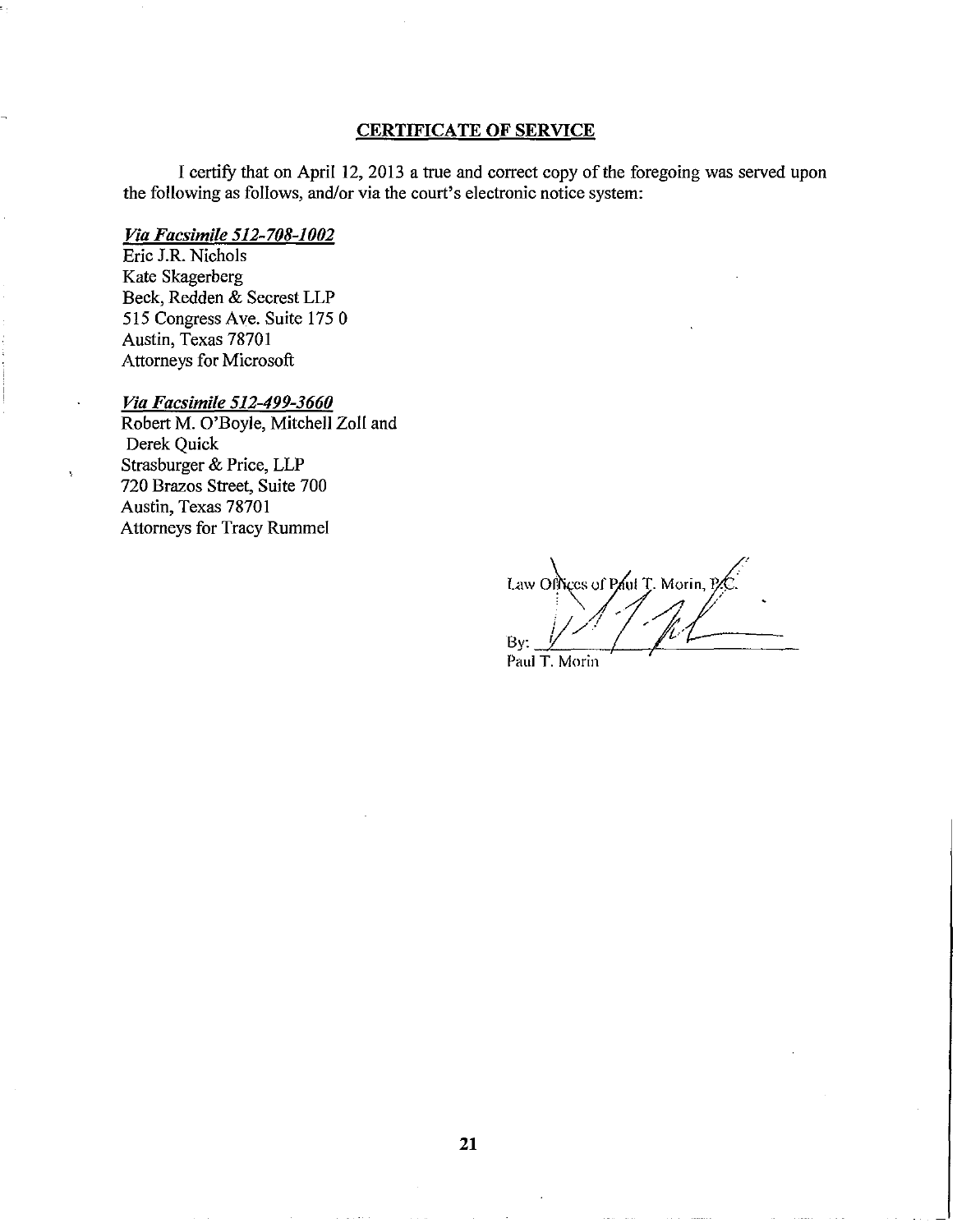## CERTIFICATE OF SERVICE

I certify that on April 12, 2013 a true and correct copy of the foregoing was served upon the following as follows, and/or via the court's electronic notice system:

***Via Facsimile 512-708-1002***
Eric J.R. Nichols
Kate Skagerberg
Beck, Redden & Secrest LLP
515 Congress Ave. Suite 175 0
Austin, Texas 78701
Attorneys for Microsoft

***Via Facsimile 512-499-3660***
Robert M. O'Boyle, Mitchell Zoll and
Derek Quick
Strasburger & Price, LLP
720 Brazos Street, Suite 700
Austin, Texas 78701
Attorneys for Tracy Rummel

Law Offices of Paul T. Morin, P.C.

By: ______________________
Paul T. Morin